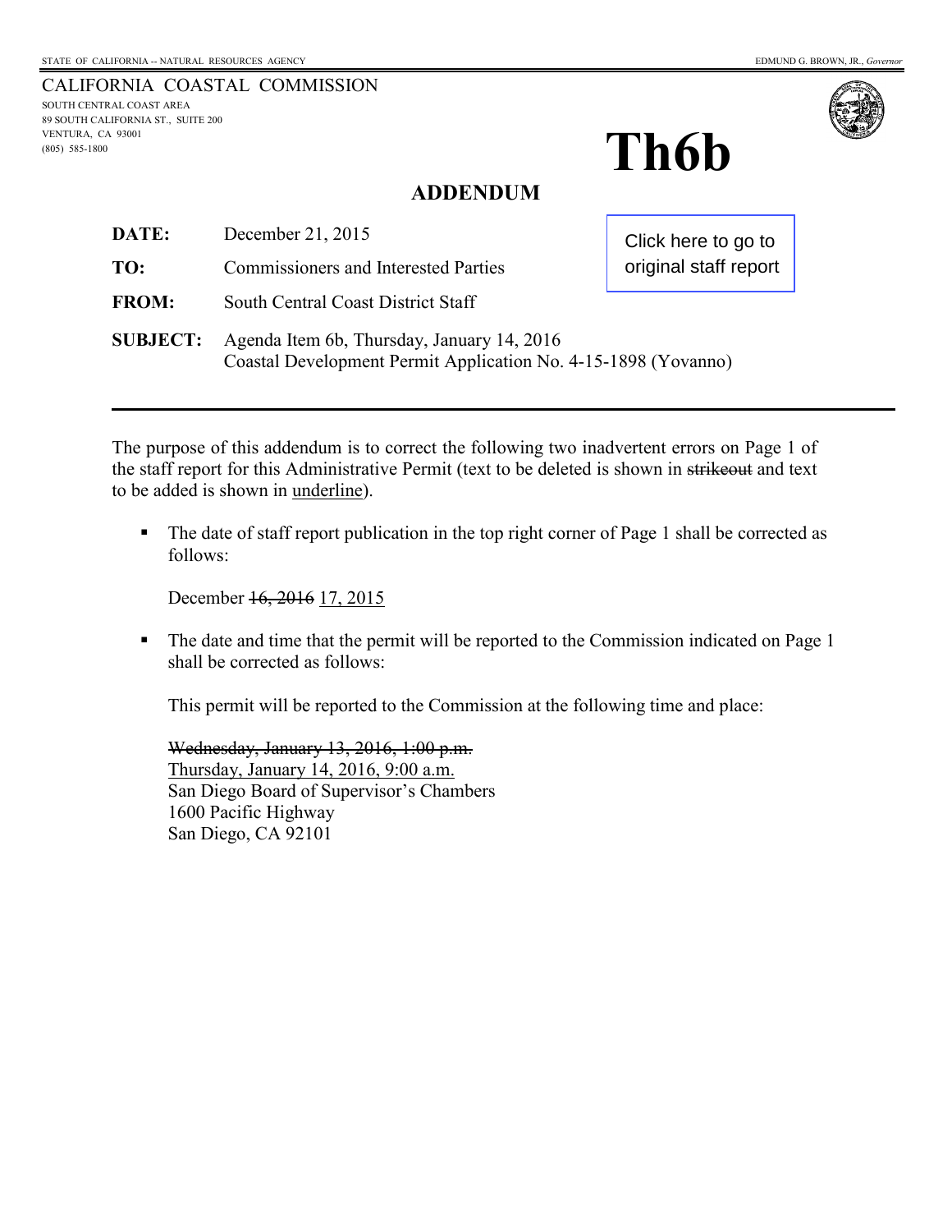STATE OF CALIFORNIA -- NATURAL RESOURCES AGENCY

EDMUND G. BROWN, JR., *Governor*

CALIFORNIA COASTAL COMMISSION
SOUTH CENTRAL COAST AREA
89 SOUTH CALIFORNIA ST., SUITE 200
VENTURA, CA 93001
(805) 585-1800

# Th6b

Click here to go to original staff report

## ADDENDUM

**DATE:** December 21, 2015

**TO:** Commissioners and Interested Parties

**FROM:** South Central Coast District Staff

**SUBJECT:** Agenda Item 6b, Thursday, January 14, 2016
Coastal Development Permit Application No. 4-15-1898 (Yovanno)

---

The purpose of this addendum is to correct the following two inadvertent errors on Page 1 of the staff report for this Administrative Permit (text to be deleted is shown in ~~strikeout~~ and text to be added is shown in <u>underline</u>).

- The date of staff report publication in the top right corner of Page 1 shall be corrected as follows:

  December ~~16, 2016~~ <u>17, 2015</u>

- The date and time that the permit will be reported to the Commission indicated on Page 1 shall be corrected as follows:

  This permit will be reported to the Commission at the following time and place:

  ~~Wednesday, January 13, 2016, 1:00 p.m.~~
  <u>Thursday, January 14, 2016, 9:00 a.m.</u>
  San Diego Board of Supervisor's Chambers
  1600 Pacific Highway
  San Diego, CA 92101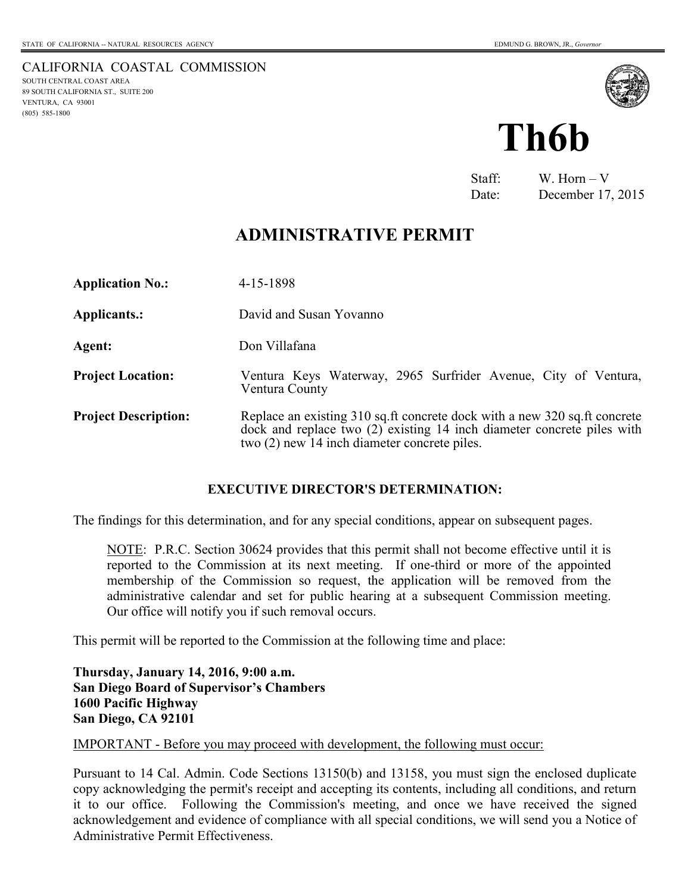STATE OF CALIFORNIA -- NATURAL RESOURCES AGENCY

EDMUND G. BROWN, JR., *Governor*

CALIFORNIA COASTAL COMMISSION
SOUTH CENTRAL COAST AREA
89 SOUTH CALIFORNIA ST., SUITE 200
VENTURA, CA 93001
(805) 585-1800

# Th6b

Staff: W. Horn – V
Date: December 17, 2015

## ADMINISTRATIVE PERMIT

**Application No.:** 4-15-1898

**Applicants.:** David and Susan Yovanno

**Agent:** Don Villafana

**Project Location:** Ventura Keys Waterway, 2965 Surfrider Avenue, City of Ventura, Ventura County

**Project Description:** Replace an existing 310 sq.ft concrete dock with a new 320 sq.ft concrete dock and replace two (2) existing 14 inch diameter concrete piles with two (2) new 14 inch diameter concrete piles.

### EXECUTIVE DIRECTOR'S DETERMINATION:

The findings for this determination, and for any special conditions, appear on subsequent pages.

> NOTE: P.R.C. Section 30624 provides that this permit shall not become effective until it is reported to the Commission at its next meeting. If one-third or more of the appointed membership of the Commission so request, the application will be removed from the administrative calendar and set for public hearing at a subsequent Commission meeting. Our office will notify you if such removal occurs.

This permit will be reported to the Commission at the following time and place:

**Thursday, January 14, 2016, 9:00 a.m.**
**San Diego Board of Supervisor's Chambers**
**1600 Pacific Highway**
**San Diego, CA 92101**

IMPORTANT - Before you may proceed with development, the following must occur:

Pursuant to 14 Cal. Admin. Code Sections 13150(b) and 13158, you must sign the enclosed duplicate copy acknowledging the permit's receipt and accepting its contents, including all conditions, and return it to our office. Following the Commission's meeting, and once we have received the signed acknowledgement and evidence of compliance with all special conditions, we will send you a Notice of Administrative Permit Effectiveness.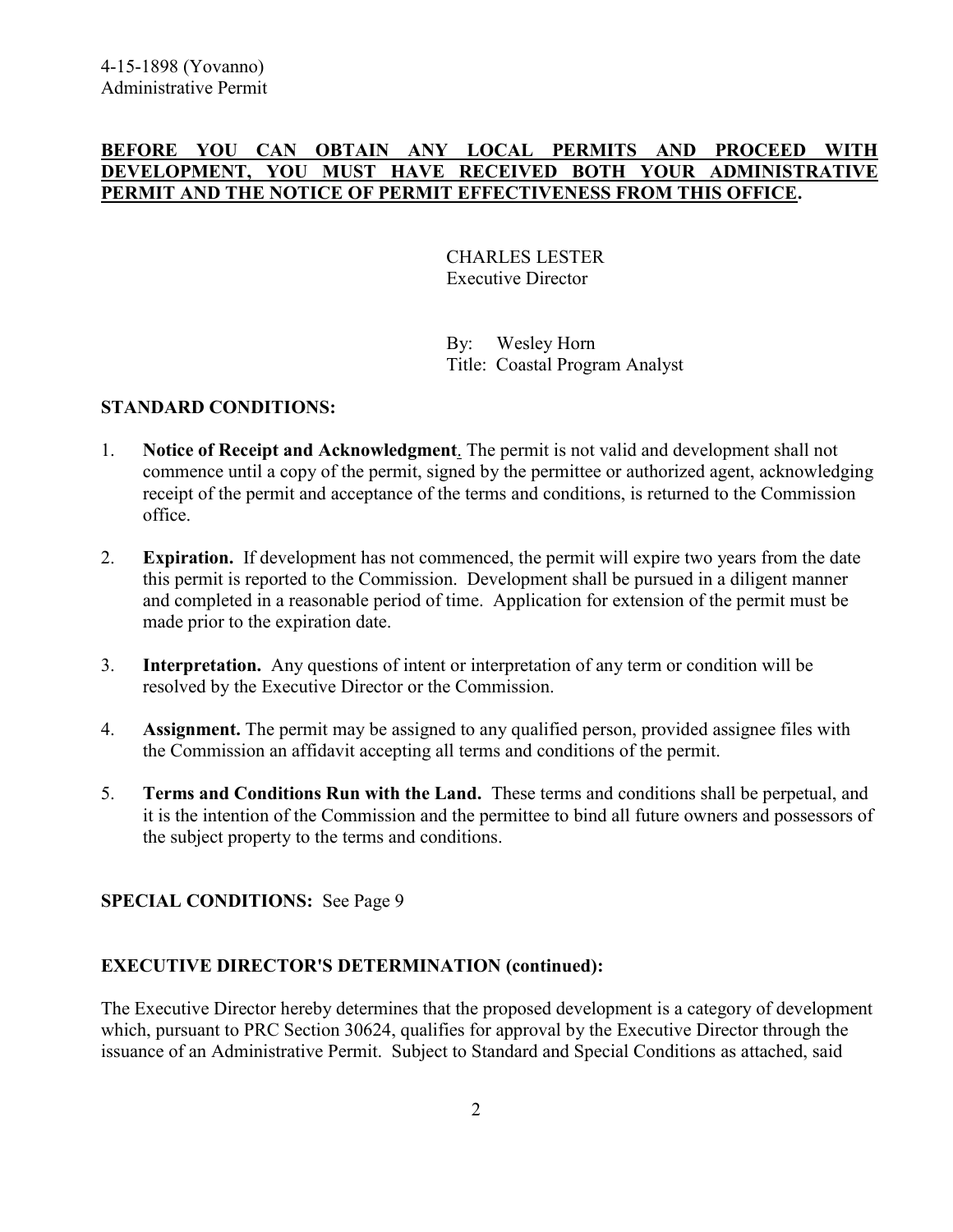**BEFORE YOU CAN OBTAIN ANY LOCAL PERMITS AND PROCEED WITH DEVELOPMENT, YOU MUST HAVE RECEIVED BOTH YOUR ADMINISTRATIVE PERMIT AND THE NOTICE OF PERMIT EFFECTIVENESS FROM THIS OFFICE.**

CHARLES LESTER
Executive Director

By: Wesley Horn
Title: Coastal Program Analyst

## STANDARD CONDITIONS:

1. **Notice of Receipt and Acknowledgment**. The permit is not valid and development shall not commence until a copy of the permit, signed by the permittee or authorized agent, acknowledging receipt of the permit and acceptance of the terms and conditions, is returned to the Commission office.

2. **Expiration.** If development has not commenced, the permit will expire two years from the date this permit is reported to the Commission. Development shall be pursued in a diligent manner and completed in a reasonable period of time. Application for extension of the permit must be made prior to the expiration date.

3. **Interpretation.** Any questions of intent or interpretation of any term or condition will be resolved by the Executive Director or the Commission.

4. **Assignment.** The permit may be assigned to any qualified person, provided assignee files with the Commission an affidavit accepting all terms and conditions of the permit.

5. **Terms and Conditions Run with the Land.** These terms and conditions shall be perpetual, and it is the intention of the Commission and the permittee to bind all future owners and possessors of the subject property to the terms and conditions.

**SPECIAL CONDITIONS:** See Page 9

## EXECUTIVE DIRECTOR'S DETERMINATION (continued):

The Executive Director hereby determines that the proposed development is a category of development which, pursuant to PRC Section 30624, qualifies for approval by the Executive Director through the issuance of an Administrative Permit. Subject to Standard and Special Conditions as attached, said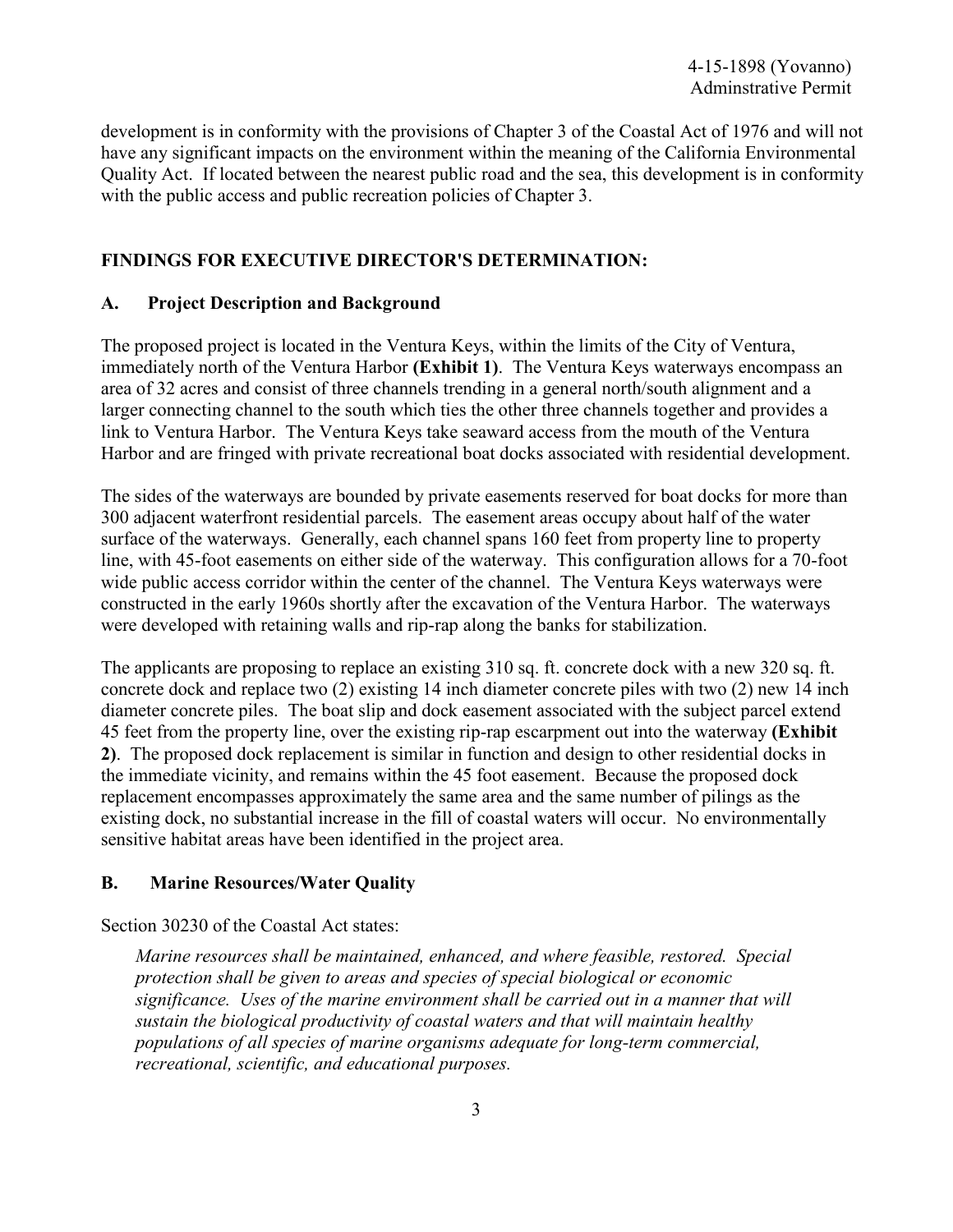development is in conformity with the provisions of Chapter 3 of the Coastal Act of 1976 and will not have any significant impacts on the environment within the meaning of the California Environmental Quality Act. If located between the nearest public road and the sea, this development is in conformity with the public access and public recreation policies of Chapter 3.

## FINDINGS FOR EXECUTIVE DIRECTOR'S DETERMINATION:

### A. Project Description and Background

The proposed project is located in the Ventura Keys, within the limits of the City of Ventura, immediately north of the Ventura Harbor **(Exhibit 1)**. The Ventura Keys waterways encompass an area of 32 acres and consist of three channels trending in a general north/south alignment and a larger connecting channel to the south which ties the other three channels together and provides a link to Ventura Harbor. The Ventura Keys take seaward access from the mouth of the Ventura Harbor and are fringed with private recreational boat docks associated with residential development.

The sides of the waterways are bounded by private easements reserved for boat docks for more than 300 adjacent waterfront residential parcels. The easement areas occupy about half of the water surface of the waterways. Generally, each channel spans 160 feet from property line to property line, with 45-foot easements on either side of the waterway. This configuration allows for a 70-foot wide public access corridor within the center of the channel. The Ventura Keys waterways were constructed in the early 1960s shortly after the excavation of the Ventura Harbor. The waterways were developed with retaining walls and rip-rap along the banks for stabilization.

The applicants are proposing to replace an existing 310 sq. ft. concrete dock with a new 320 sq. ft. concrete dock and replace two (2) existing 14 inch diameter concrete piles with two (2) new 14 inch diameter concrete piles. The boat slip and dock easement associated with the subject parcel extend 45 feet from the property line, over the existing rip-rap escarpment out into the waterway **(Exhibit 2)**. The proposed dock replacement is similar in function and design to other residential docks in the immediate vicinity, and remains within the 45 foot easement. Because the proposed dock replacement encompasses approximately the same area and the same number of pilings as the existing dock, no substantial increase in the fill of coastal waters will occur. No environmentally sensitive habitat areas have been identified in the project area.

### B. Marine Resources/Water Quality

Section 30230 of the Coastal Act states:

> *Marine resources shall be maintained, enhanced, and where feasible, restored. Special protection shall be given to areas and species of special biological or economic significance. Uses of the marine environment shall be carried out in a manner that will sustain the biological productivity of coastal waters and that will maintain healthy populations of all species of marine organisms adequate for long-term commercial, recreational, scientific, and educational purposes.*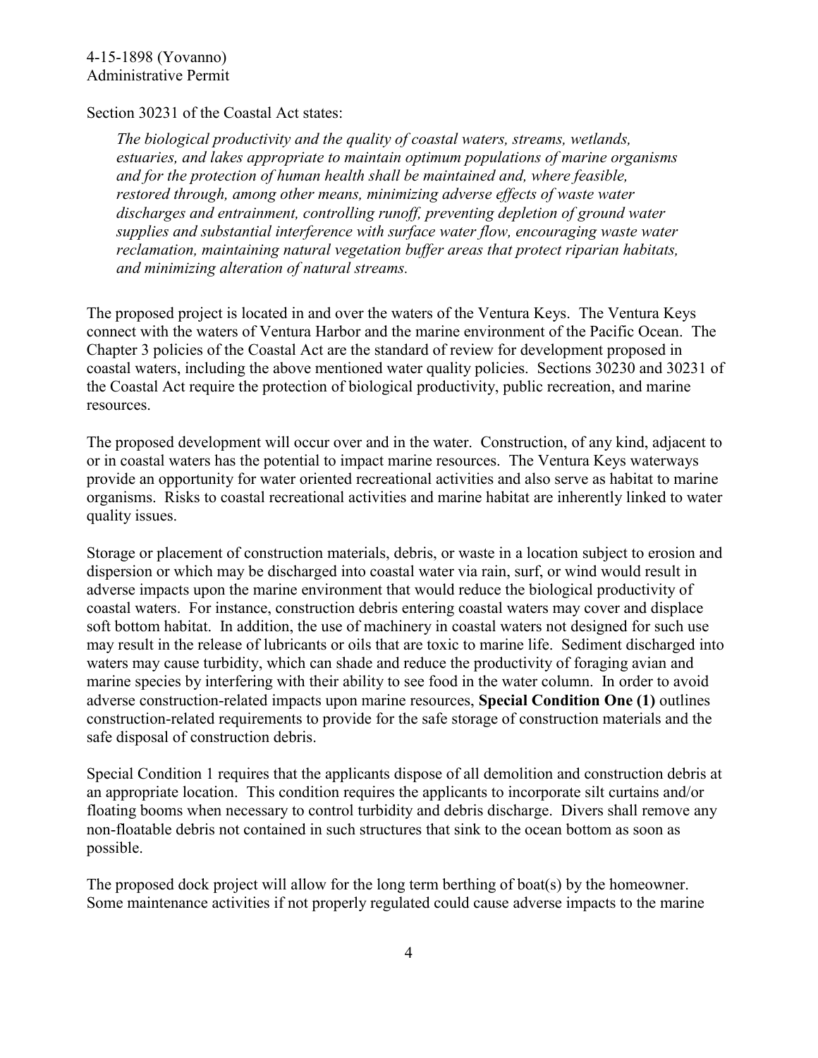Section 30231 of the Coastal Act states:

> *The biological productivity and the quality of coastal waters, streams, wetlands, estuaries, and lakes appropriate to maintain optimum populations of marine organisms and for the protection of human health shall be maintained and, where feasible, restored through, among other means, minimizing adverse effects of waste water discharges and entrainment, controlling runoff, preventing depletion of ground water supplies and substantial interference with surface water flow, encouraging waste water reclamation, maintaining natural vegetation buffer areas that protect riparian habitats, and minimizing alteration of natural streams.*

The proposed project is located in and over the waters of the Ventura Keys. The Ventura Keys connect with the waters of Ventura Harbor and the marine environment of the Pacific Ocean. The Chapter 3 policies of the Coastal Act are the standard of review for development proposed in coastal waters, including the above mentioned water quality policies. Sections 30230 and 30231 of the Coastal Act require the protection of biological productivity, public recreation, and marine resources.

The proposed development will occur over and in the water. Construction, of any kind, adjacent to or in coastal waters has the potential to impact marine resources. The Ventura Keys waterways provide an opportunity for water oriented recreational activities and also serve as habitat to marine organisms. Risks to coastal recreational activities and marine habitat are inherently linked to water quality issues.

Storage or placement of construction materials, debris, or waste in a location subject to erosion and dispersion or which may be discharged into coastal water via rain, surf, or wind would result in adverse impacts upon the marine environment that would reduce the biological productivity of coastal waters. For instance, construction debris entering coastal waters may cover and displace soft bottom habitat. In addition, the use of machinery in coastal waters not designed for such use may result in the release of lubricants or oils that are toxic to marine life. Sediment discharged into waters may cause turbidity, which can shade and reduce the productivity of foraging avian and marine species by interfering with their ability to see food in the water column. In order to avoid adverse construction-related impacts upon marine resources, **Special Condition One (1)** outlines construction-related requirements to provide for the safe storage of construction materials and the safe disposal of construction debris.

Special Condition 1 requires that the applicants dispose of all demolition and construction debris at an appropriate location. This condition requires the applicants to incorporate silt curtains and/or floating booms when necessary to control turbidity and debris discharge. Divers shall remove any non-floatable debris not contained in such structures that sink to the ocean bottom as soon as possible.

The proposed dock project will allow for the long term berthing of boat(s) by the homeowner. Some maintenance activities if not properly regulated could cause adverse impacts to the marine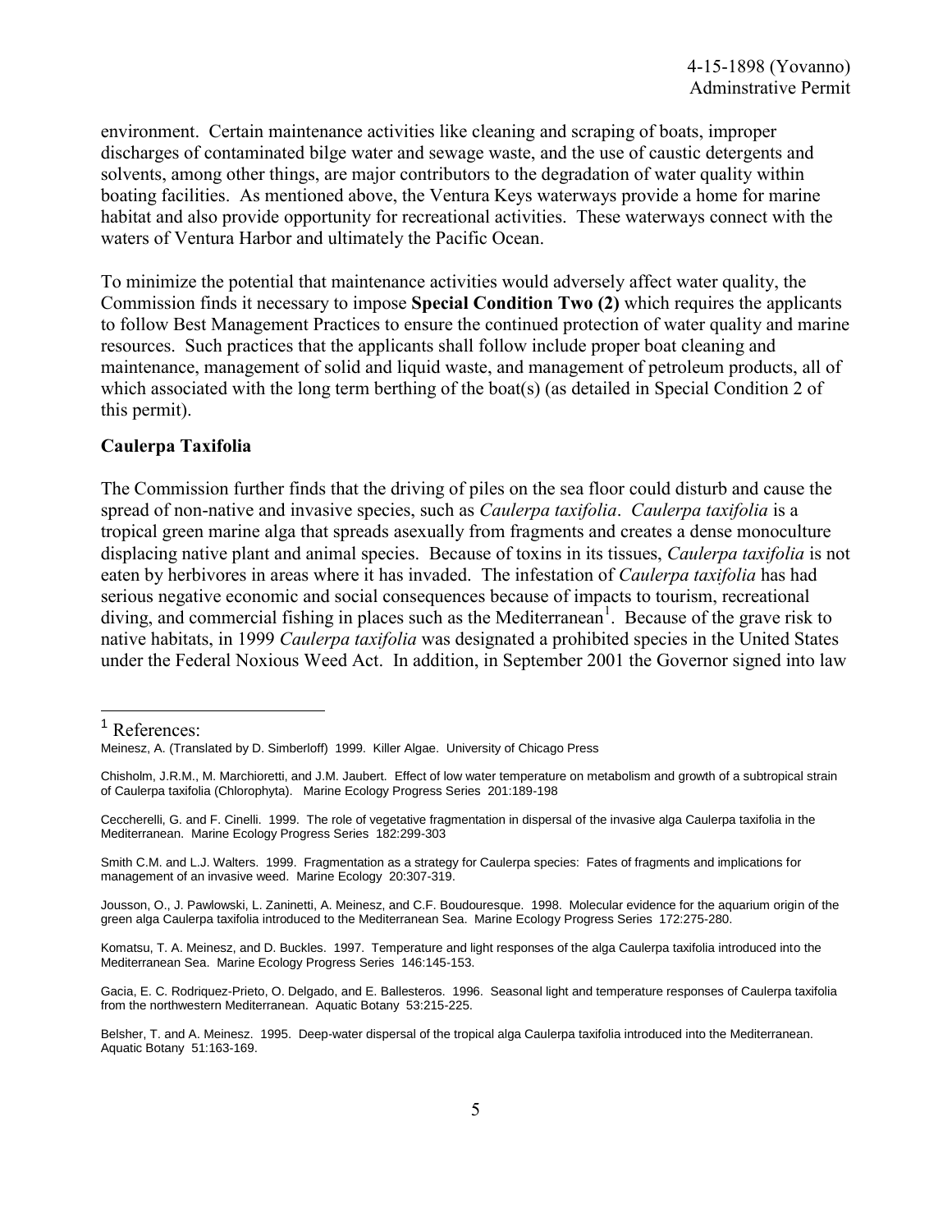environment. Certain maintenance activities like cleaning and scraping of boats, improper discharges of contaminated bilge water and sewage waste, and the use of caustic detergents and solvents, among other things, are major contributors to the degradation of water quality within boating facilities. As mentioned above, the Ventura Keys waterways provide a home for marine habitat and also provide opportunity for recreational activities. These waterways connect with the waters of Ventura Harbor and ultimately the Pacific Ocean.

To minimize the potential that maintenance activities would adversely affect water quality, the Commission finds it necessary to impose **Special Condition Two (2)** which requires the applicants to follow Best Management Practices to ensure the continued protection of water quality and marine resources. Such practices that the applicants shall follow include proper boat cleaning and maintenance, management of solid and liquid waste, and management of petroleum products, all of which associated with the long term berthing of the boat(s) (as detailed in Special Condition 2 of this permit).

**Caulerpa Taxifolia**

The Commission further finds that the driving of piles on the sea floor could disturb and cause the spread of non-native and invasive species, such as *Caulerpa taxifolia*. *Caulerpa taxifolia* is a tropical green marine alga that spreads asexually from fragments and creates a dense monoculture displacing native plant and animal species. Because of toxins in its tissues, *Caulerpa taxifolia* is not eaten by herbivores in areas where it has invaded. The infestation of *Caulerpa taxifolia* has had serious negative economic and social consequences because of impacts to tourism, recreational diving, and commercial fishing in places such as the Mediterranean[1]. Because of the grave risk to native habitats, in 1999 *Caulerpa taxifolia* was designated a prohibited species in the United States under the Federal Noxious Weed Act. In addition, in September 2001 the Governor signed into law

---

[1] References:

Meinesz, A. (Translated by D. Simberloff) 1999. Killer Algae. University of Chicago Press

Chisholm, J.R.M., M. Marchioretti, and J.M. Jaubert. Effect of low water temperature on metabolism and growth of a subtropical strain of Caulerpa taxifolia (Chlorophyta). Marine Ecology Progress Series 201:189-198

Ceccherelli, G. and F. Cinelli. 1999. The role of vegetative fragmentation in dispersal of the invasive alga Caulerpa taxifolia in the Mediterranean. Marine Ecology Progress Series 182:299-303

Smith C.M. and L.J. Walters. 1999. Fragmentation as a strategy for Caulerpa species: Fates of fragments and implications for management of an invasive weed. Marine Ecology 20:307-319.

Jousson, O., J. Pawlowski, L. Zaninetti, A. Meinesz, and C.F. Boudouresque. 1998. Molecular evidence for the aquarium origin of the green alga Caulerpa taxifolia introduced to the Mediterranean Sea. Marine Ecology Progress Series 172:275-280.

Komatsu, T. A. Meinesz, and D. Buckles. 1997. Temperature and light responses of the alga Caulerpa taxifolia introduced into the Mediterranean Sea. Marine Ecology Progress Series 146:145-153.

Gacia, E. C. Rodriquez-Prieto, O. Delgado, and E. Ballesteros. 1996. Seasonal light and temperature responses of Caulerpa taxifolia from the northwestern Mediterranean. Aquatic Botany 53:215-225.

Belsher, T. and A. Meinesz. 1995. Deep-water dispersal of the tropical alga Caulerpa taxifolia introduced into the Mediterranean. Aquatic Botany 51:163-169.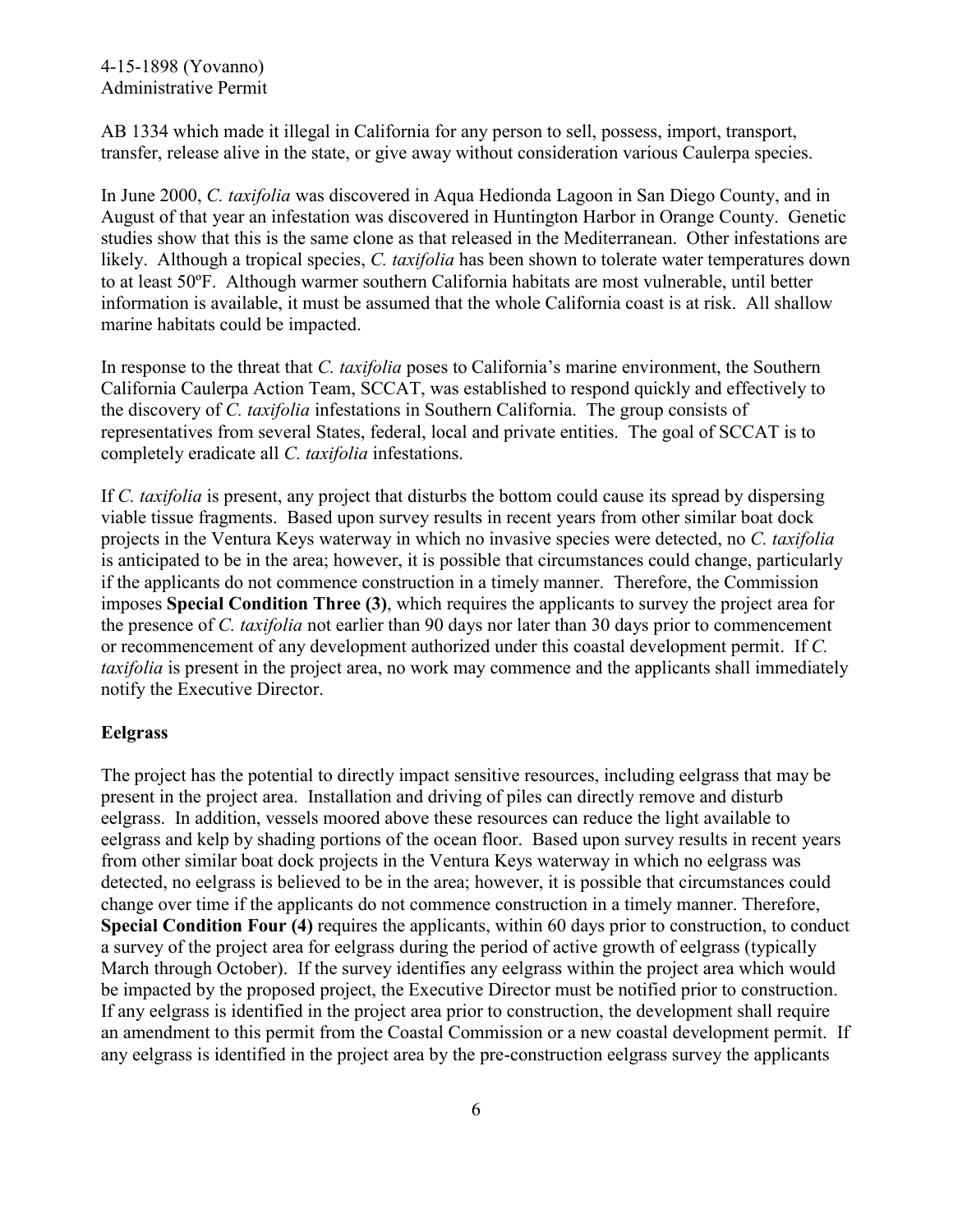AB 1334 which made it illegal in California for any person to sell, possess, import, transport, transfer, release alive in the state, or give away without consideration various Caulerpa species.

In June 2000, *C. taxifolia* was discovered in Aqua Hedionda Lagoon in San Diego County, and in August of that year an infestation was discovered in Huntington Harbor in Orange County. Genetic studies show that this is the same clone as that released in the Mediterranean. Other infestations are likely. Although a tropical species, *C. taxifolia* has been shown to tolerate water temperatures down to at least 50ºF. Although warmer southern California habitats are most vulnerable, until better information is available, it must be assumed that the whole California coast is at risk. All shallow marine habitats could be impacted.

In response to the threat that *C. taxifolia* poses to California's marine environment, the Southern California Caulerpa Action Team, SCCAT, was established to respond quickly and effectively to the discovery of *C. taxifolia* infestations in Southern California. The group consists of representatives from several States, federal, local and private entities. The goal of SCCAT is to completely eradicate all *C. taxifolia* infestations.

If *C. taxifolia* is present, any project that disturbs the bottom could cause its spread by dispersing viable tissue fragments. Based upon survey results in recent years from other similar boat dock projects in the Ventura Keys waterway in which no invasive species were detected, no *C. taxifolia* is anticipated to be in the area; however, it is possible that circumstances could change, particularly if the applicants do not commence construction in a timely manner. Therefore, the Commission imposes **Special Condition Three (3)**, which requires the applicants to survey the project area for the presence of *C. taxifolia* not earlier than 90 days nor later than 30 days prior to commencement or recommencement of any development authorized under this coastal development permit. If *C. taxifolia* is present in the project area, no work may commence and the applicants shall immediately notify the Executive Director.

**Eelgrass**

The project has the potential to directly impact sensitive resources, including eelgrass that may be present in the project area. Installation and driving of piles can directly remove and disturb eelgrass. In addition, vessels moored above these resources can reduce the light available to eelgrass and kelp by shading portions of the ocean floor. Based upon survey results in recent years from other similar boat dock projects in the Ventura Keys waterway in which no eelgrass was detected, no eelgrass is believed to be in the area; however, it is possible that circumstances could change over time if the applicants do not commence construction in a timely manner. Therefore, **Special Condition Four (4)** requires the applicants, within 60 days prior to construction, to conduct a survey of the project area for eelgrass during the period of active growth of eelgrass (typically March through October). If the survey identifies any eelgrass within the project area which would be impacted by the proposed project, the Executive Director must be notified prior to construction. If any eelgrass is identified in the project area prior to construction, the development shall require an amendment to this permit from the Coastal Commission or a new coastal development permit. If any eelgrass is identified in the project area by the pre-construction eelgrass survey the applicants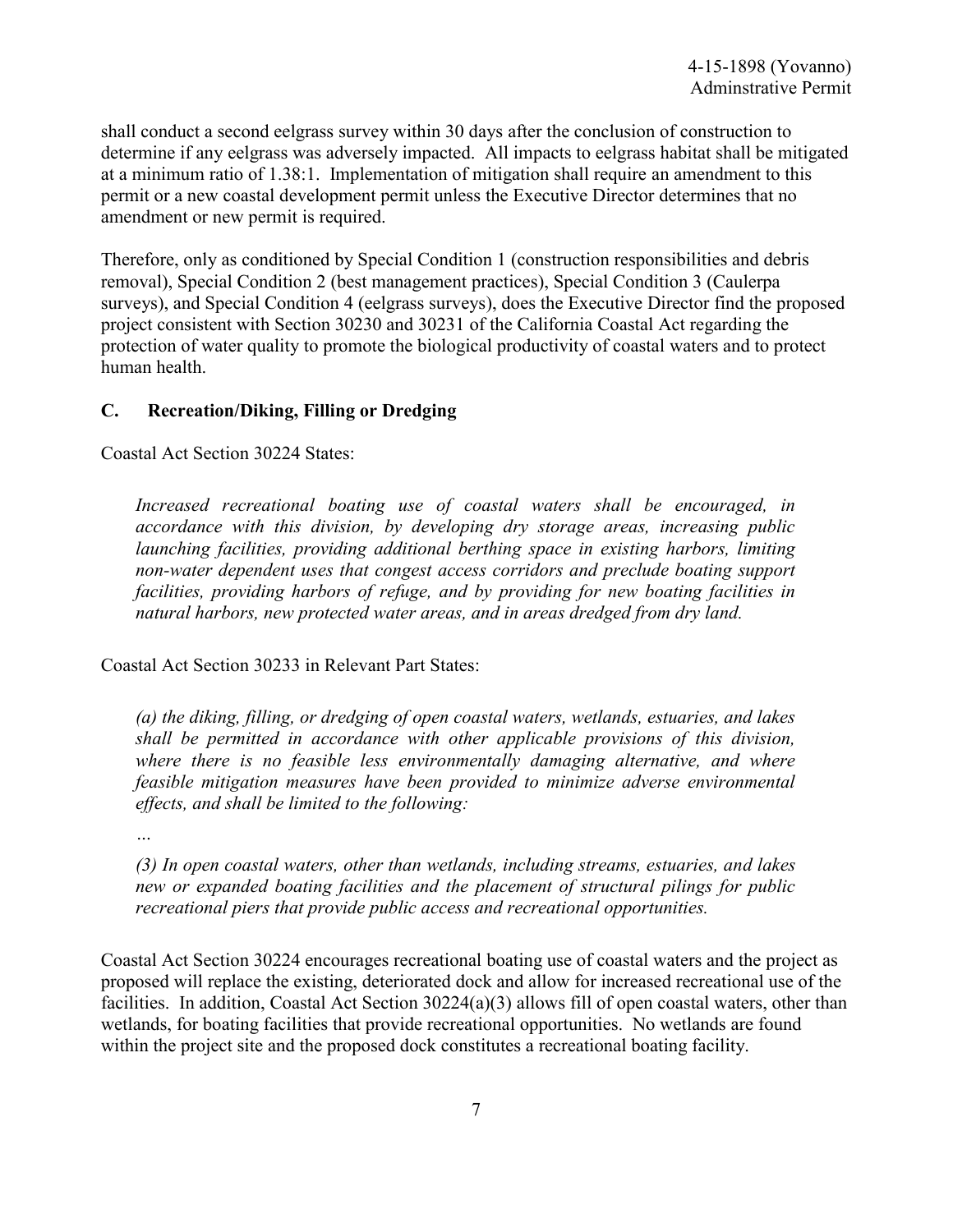shall conduct a second eelgrass survey within 30 days after the conclusion of construction to determine if any eelgrass was adversely impacted. All impacts to eelgrass habitat shall be mitigated at a minimum ratio of 1.38:1. Implementation of mitigation shall require an amendment to this permit or a new coastal development permit unless the Executive Director determines that no amendment or new permit is required.

Therefore, only as conditioned by Special Condition 1 (construction responsibilities and debris removal), Special Condition 2 (best management practices), Special Condition 3 (Caulerpa surveys), and Special Condition 4 (eelgrass surveys), does the Executive Director find the proposed project consistent with Section 30230 and 30231 of the California Coastal Act regarding the protection of water quality to promote the biological productivity of coastal waters and to protect human health.

### C. Recreation/Diking, Filling or Dredging

Coastal Act Section 30224 States:

> *Increased recreational boating use of coastal waters shall be encouraged, in accordance with this division, by developing dry storage areas, increasing public launching facilities, providing additional berthing space in existing harbors, limiting non-water dependent uses that congest access corridors and preclude boating support facilities, providing harbors of refuge, and by providing for new boating facilities in natural harbors, new protected water areas, and in areas dredged from dry land.*

Coastal Act Section 30233 in Relevant Part States:

> *(a) the diking, filling, or dredging of open coastal waters, wetlands, estuaries, and lakes shall be permitted in accordance with other applicable provisions of this division, where there is no feasible less environmentally damaging alternative, and where feasible mitigation measures have been provided to minimize adverse environmental effects, and shall be limited to the following:*
>
> …
>
> *(3) In open coastal waters, other than wetlands, including streams, estuaries, and lakes new or expanded boating facilities and the placement of structural pilings for public recreational piers that provide public access and recreational opportunities.*

Coastal Act Section 30224 encourages recreational boating use of coastal waters and the project as proposed will replace the existing, deteriorated dock and allow for increased recreational use of the facilities. In addition, Coastal Act Section 30224(a)(3) allows fill of open coastal waters, other than wetlands, for boating facilities that provide recreational opportunities. No wetlands are found within the project site and the proposed dock constitutes a recreational boating facility.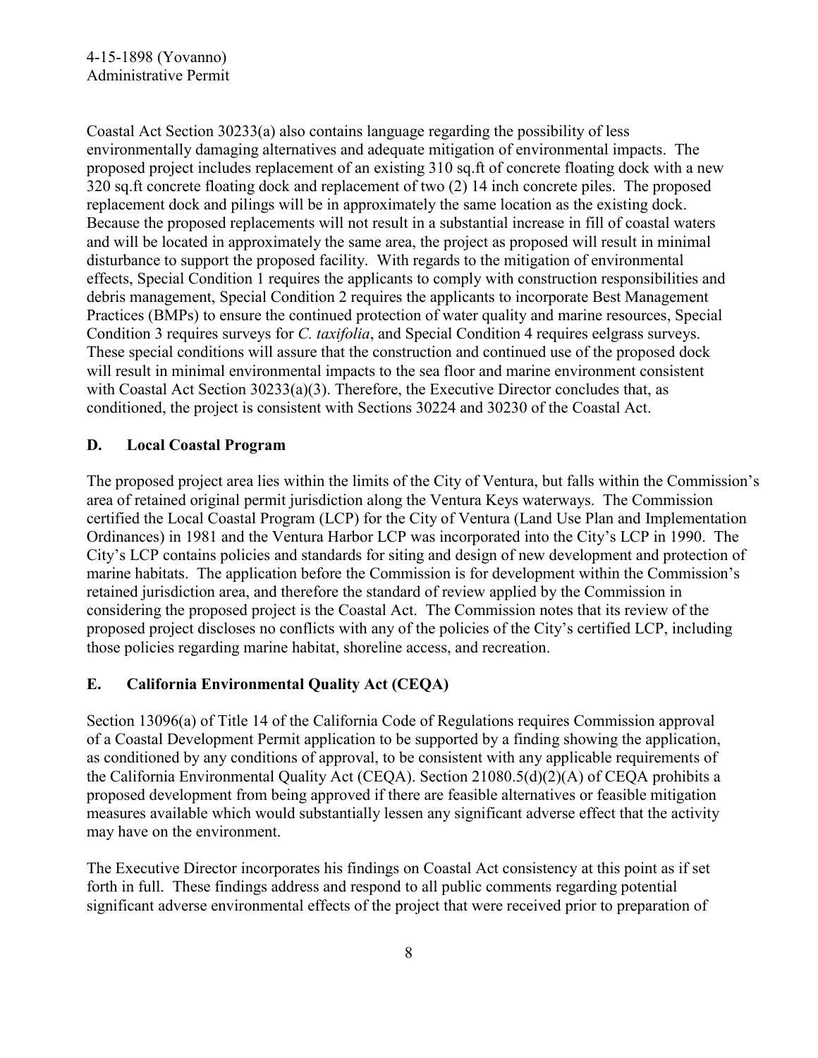Coastal Act Section 30233(a) also contains language regarding the possibility of less environmentally damaging alternatives and adequate mitigation of environmental impacts. The proposed project includes replacement of an existing 310 sq.ft of concrete floating dock with a new 320 sq.ft concrete floating dock and replacement of two (2) 14 inch concrete piles. The proposed replacement dock and pilings will be in approximately the same location as the existing dock. Because the proposed replacements will not result in a substantial increase in fill of coastal waters and will be located in approximately the same area, the project as proposed will result in minimal disturbance to support the proposed facility. With regards to the mitigation of environmental effects, Special Condition 1 requires the applicants to comply with construction responsibilities and debris management, Special Condition 2 requires the applicants to incorporate Best Management Practices (BMPs) to ensure the continued protection of water quality and marine resources, Special Condition 3 requires surveys for *C. taxifolia*, and Special Condition 4 requires eelgrass surveys. These special conditions will assure that the construction and continued use of the proposed dock will result in minimal environmental impacts to the sea floor and marine environment consistent with Coastal Act Section 30233(a)(3). Therefore, the Executive Director concludes that, as conditioned, the project is consistent with Sections 30224 and 30230 of the Coastal Act.

## D. Local Coastal Program

The proposed project area lies within the limits of the City of Ventura, but falls within the Commission's area of retained original permit jurisdiction along the Ventura Keys waterways. The Commission certified the Local Coastal Program (LCP) for the City of Ventura (Land Use Plan and Implementation Ordinances) in 1981 and the Ventura Harbor LCP was incorporated into the City's LCP in 1990. The City's LCP contains policies and standards for siting and design of new development and protection of marine habitats. The application before the Commission is for development within the Commission's retained jurisdiction area, and therefore the standard of review applied by the Commission in considering the proposed project is the Coastal Act. The Commission notes that its review of the proposed project discloses no conflicts with any of the policies of the City's certified LCP, including those policies regarding marine habitat, shoreline access, and recreation.

## E. California Environmental Quality Act (CEQA)

Section 13096(a) of Title 14 of the California Code of Regulations requires Commission approval of a Coastal Development Permit application to be supported by a finding showing the application, as conditioned by any conditions of approval, to be consistent with any applicable requirements of the California Environmental Quality Act (CEQA). Section 21080.5(d)(2)(A) of CEQA prohibits a proposed development from being approved if there are feasible alternatives or feasible mitigation measures available which would substantially lessen any significant adverse effect that the activity may have on the environment.

The Executive Director incorporates his findings on Coastal Act consistency at this point as if set forth in full. These findings address and respond to all public comments regarding potential significant adverse environmental effects of the project that were received prior to preparation of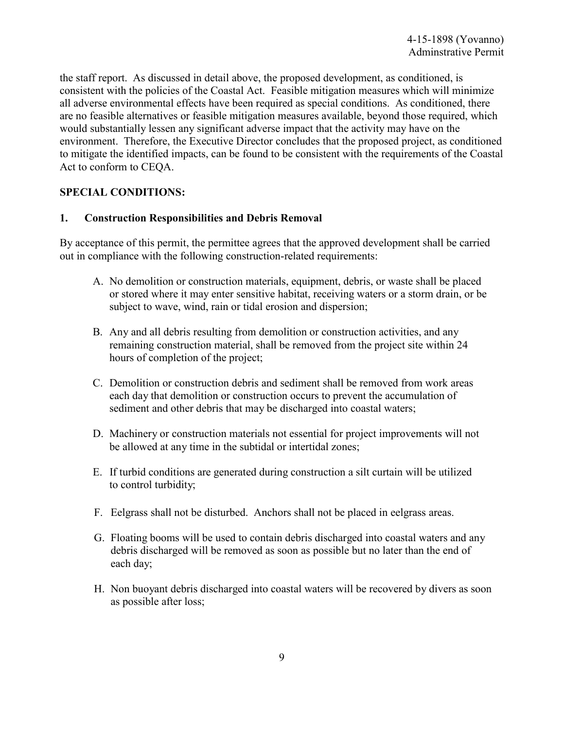the staff report. As discussed in detail above, the proposed development, as conditioned, is consistent with the policies of the Coastal Act. Feasible mitigation measures which will minimize all adverse environmental effects have been required as special conditions. As conditioned, there are no feasible alternatives or feasible mitigation measures available, beyond those required, which would substantially lessen any significant adverse impact that the activity may have on the environment. Therefore, the Executive Director concludes that the proposed project, as conditioned to mitigate the identified impacts, can be found to be consistent with the requirements of the Coastal Act to conform to CEQA.

**SPECIAL CONDITIONS:**

**1. Construction Responsibilities and Debris Removal**

By acceptance of this permit, the permittee agrees that the approved development shall be carried out in compliance with the following construction-related requirements:

A. No demolition or construction materials, equipment, debris, or waste shall be placed or stored where it may enter sensitive habitat, receiving waters or a storm drain, or be subject to wave, wind, rain or tidal erosion and dispersion;

B. Any and all debris resulting from demolition or construction activities, and any remaining construction material, shall be removed from the project site within 24 hours of completion of the project;

C. Demolition or construction debris and sediment shall be removed from work areas each day that demolition or construction occurs to prevent the accumulation of sediment and other debris that may be discharged into coastal waters;

D. Machinery or construction materials not essential for project improvements will not be allowed at any time in the subtidal or intertidal zones;

E. If turbid conditions are generated during construction a silt curtain will be utilized to control turbidity;

F. Eelgrass shall not be disturbed. Anchors shall not be placed in eelgrass areas.

G. Floating booms will be used to contain debris discharged into coastal waters and any debris discharged will be removed as soon as possible but no later than the end of each day;

H. Non buoyant debris discharged into coastal waters will be recovered by divers as soon as possible after loss;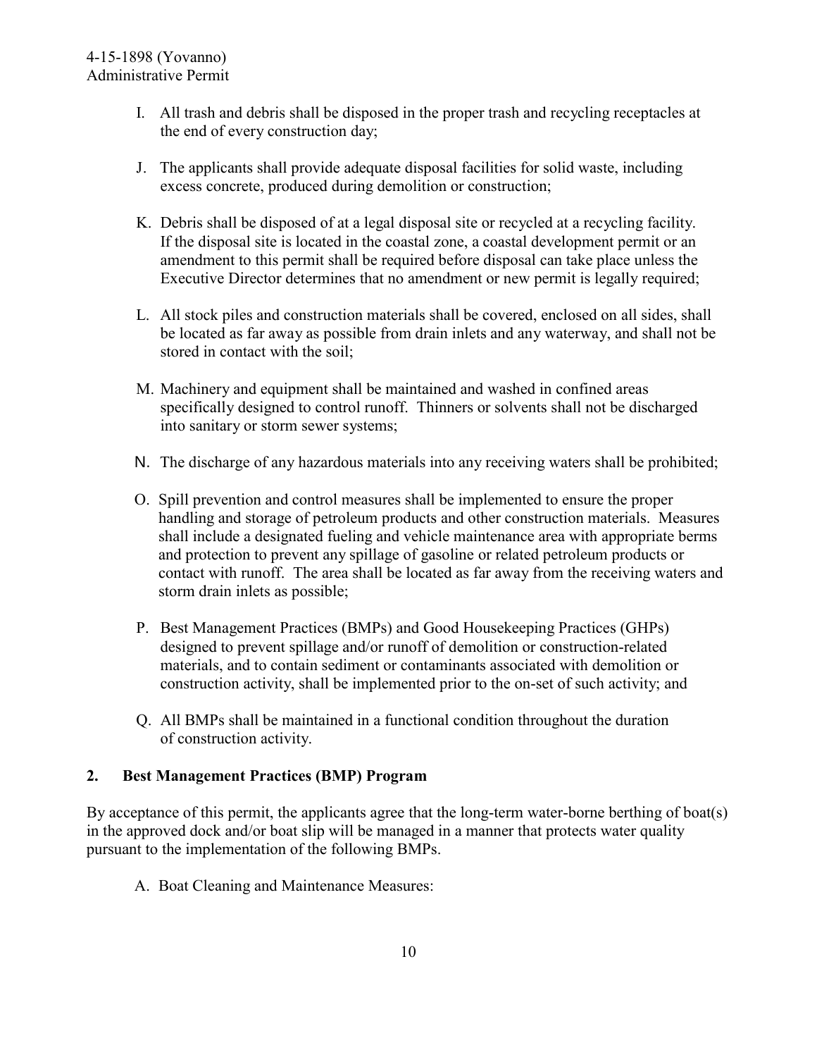I. All trash and debris shall be disposed in the proper trash and recycling receptacles at the end of every construction day;

J. The applicants shall provide adequate disposal facilities for solid waste, including excess concrete, produced during demolition or construction;

K. Debris shall be disposed of at a legal disposal site or recycled at a recycling facility. If the disposal site is located in the coastal zone, a coastal development permit or an amendment to this permit shall be required before disposal can take place unless the Executive Director determines that no amendment or new permit is legally required;

L. All stock piles and construction materials shall be covered, enclosed on all sides, shall be located as far away as possible from drain inlets and any waterway, and shall not be stored in contact with the soil;

M. Machinery and equipment shall be maintained and washed in confined areas specifically designed to control runoff. Thinners or solvents shall not be discharged into sanitary or storm sewer systems;

N. The discharge of any hazardous materials into any receiving waters shall be prohibited;

O. Spill prevention and control measures shall be implemented to ensure the proper handling and storage of petroleum products and other construction materials. Measures shall include a designated fueling and vehicle maintenance area with appropriate berms and protection to prevent any spillage of gasoline or related petroleum products or contact with runoff. The area shall be located as far away from the receiving waters and storm drain inlets as possible;

P. Best Management Practices (BMPs) and Good Housekeeping Practices (GHPs) designed to prevent spillage and/or runoff of demolition or construction-related materials, and to contain sediment or contaminants associated with demolition or construction activity, shall be implemented prior to the on-set of such activity; and

Q. All BMPs shall be maintained in a functional condition throughout the duration of construction activity.

**2. Best Management Practices (BMP) Program**

By acceptance of this permit, the applicants agree that the long-term water-borne berthing of boat(s) in the approved dock and/or boat slip will be managed in a manner that protects water quality pursuant to the implementation of the following BMPs.

A. Boat Cleaning and Maintenance Measures: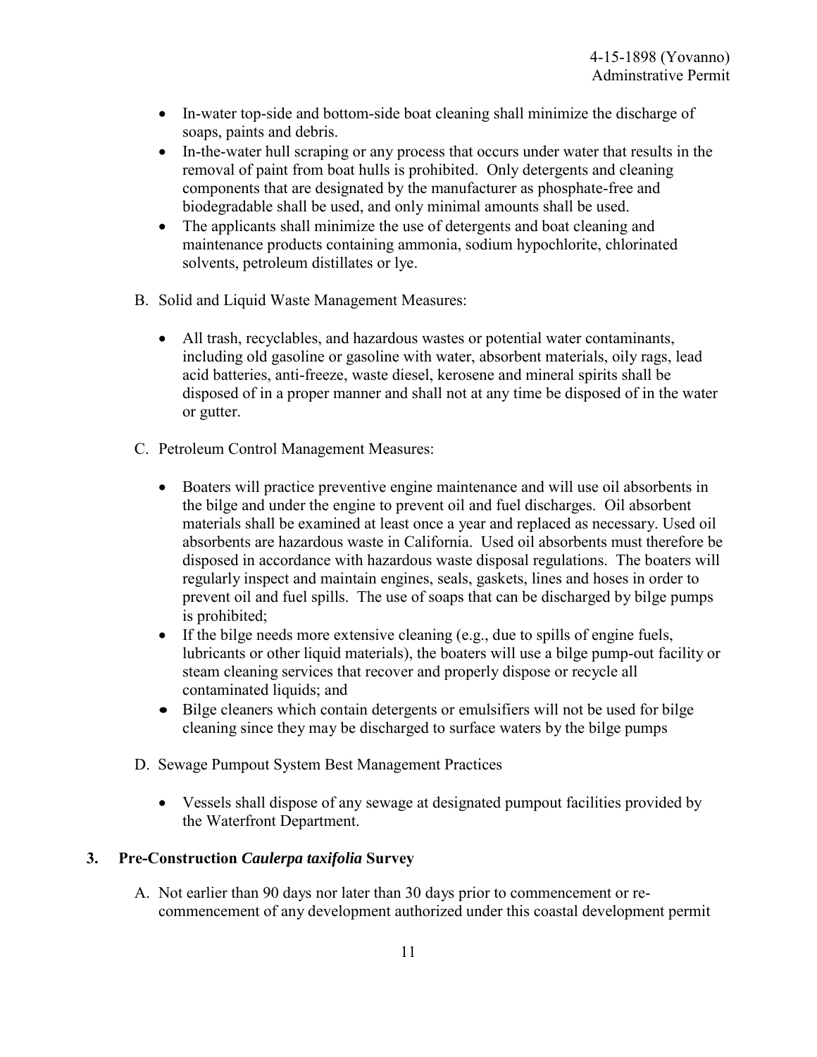- In-water top-side and bottom-side boat cleaning shall minimize the discharge of soaps, paints and debris.
- In-the-water hull scraping or any process that occurs under water that results in the removal of paint from boat hulls is prohibited. Only detergents and cleaning components that are designated by the manufacturer as phosphate-free and biodegradable shall be used, and only minimal amounts shall be used.
- The applicants shall minimize the use of detergents and boat cleaning and maintenance products containing ammonia, sodium hypochlorite, chlorinated solvents, petroleum distillates or lye.

B. Solid and Liquid Waste Management Measures:

- All trash, recyclables, and hazardous wastes or potential water contaminants, including old gasoline or gasoline with water, absorbent materials, oily rags, lead acid batteries, anti-freeze, waste diesel, kerosene and mineral spirits shall be disposed of in a proper manner and shall not at any time be disposed of in the water or gutter.

C. Petroleum Control Management Measures:

- Boaters will practice preventive engine maintenance and will use oil absorbents in the bilge and under the engine to prevent oil and fuel discharges. Oil absorbent materials shall be examined at least once a year and replaced as necessary. Used oil absorbents are hazardous waste in California. Used oil absorbents must therefore be disposed in accordance with hazardous waste disposal regulations. The boaters will regularly inspect and maintain engines, seals, gaskets, lines and hoses in order to prevent oil and fuel spills. The use of soaps that can be discharged by bilge pumps is prohibited;
- If the bilge needs more extensive cleaning (e.g., due to spills of engine fuels, lubricants or other liquid materials), the boaters will use a bilge pump-out facility or steam cleaning services that recover and properly dispose or recycle all contaminated liquids; and
- Bilge cleaners which contain detergents or emulsifiers will not be used for bilge cleaning since they may be discharged to surface waters by the bilge pumps

D. Sewage Pumpout System Best Management Practices

- Vessels shall dispose of any sewage at designated pumpout facilities provided by the Waterfront Department.

**3. Pre-Construction *Caulerpa taxifolia* Survey**

A. Not earlier than 90 days nor later than 30 days prior to commencement or re-commencement of any development authorized under this coastal development permit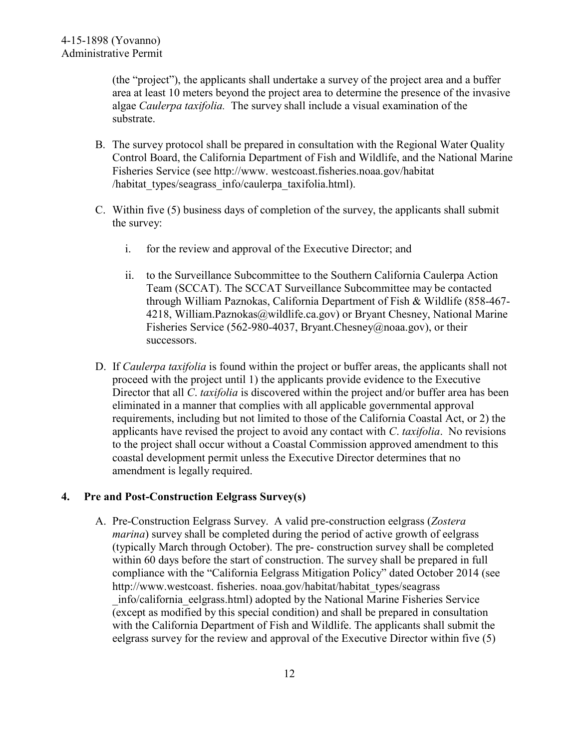(the "project"), the applicants shall undertake a survey of the project area and a buffer area at least 10 meters beyond the project area to determine the presence of the invasive algae *Caulerpa taxifolia.* The survey shall include a visual examination of the substrate.

B. The survey protocol shall be prepared in consultation with the Regional Water Quality Control Board, the California Department of Fish and Wildlife, and the National Marine Fisheries Service (see http://www. westcoast.fisheries.noaa.gov/habitat /habitat_types/seagrass_info/caulerpa_taxifolia.html).

C. Within five (5) business days of completion of the survey, the applicants shall submit the survey:

   i. for the review and approval of the Executive Director; and

   ii. to the Surveillance Subcommittee to the Southern California Caulerpa Action Team (SCCAT). The SCCAT Surveillance Subcommittee may be contacted through William Paznokas, California Department of Fish & Wildlife (858-467-4218, William.Paznokas@wildlife.ca.gov) or Bryant Chesney, National Marine Fisheries Service (562-980-4037, Bryant.Chesney@noaa.gov), or their successors.

D. If *Caulerpa taxifolia* is found within the project or buffer areas, the applicants shall not proceed with the project until 1) the applicants provide evidence to the Executive Director that all *C. taxifolia* is discovered within the project and/or buffer area has been eliminated in a manner that complies with all applicable governmental approval requirements, including but not limited to those of the California Coastal Act, or 2) the applicants have revised the project to avoid any contact with *C. taxifolia*. No revisions to the project shall occur without a Coastal Commission approved amendment to this coastal development permit unless the Executive Director determines that no amendment is legally required.

### 4. Pre and Post-Construction Eelgrass Survey(s)

A. Pre-Construction Eelgrass Survey. A valid pre-construction eelgrass (*Zostera marina*) survey shall be completed during the period of active growth of eelgrass (typically March through October). The pre- construction survey shall be completed within 60 days before the start of construction. The survey shall be prepared in full compliance with the "California Eelgrass Mitigation Policy" dated October 2014 (see http://www.westcoast. fisheries. noaa.gov/habitat/habitat_types/seagrass _info/california_eelgrass.html) adopted by the National Marine Fisheries Service (except as modified by this special condition) and shall be prepared in consultation with the California Department of Fish and Wildlife. The applicants shall submit the eelgrass survey for the review and approval of the Executive Director within five (5)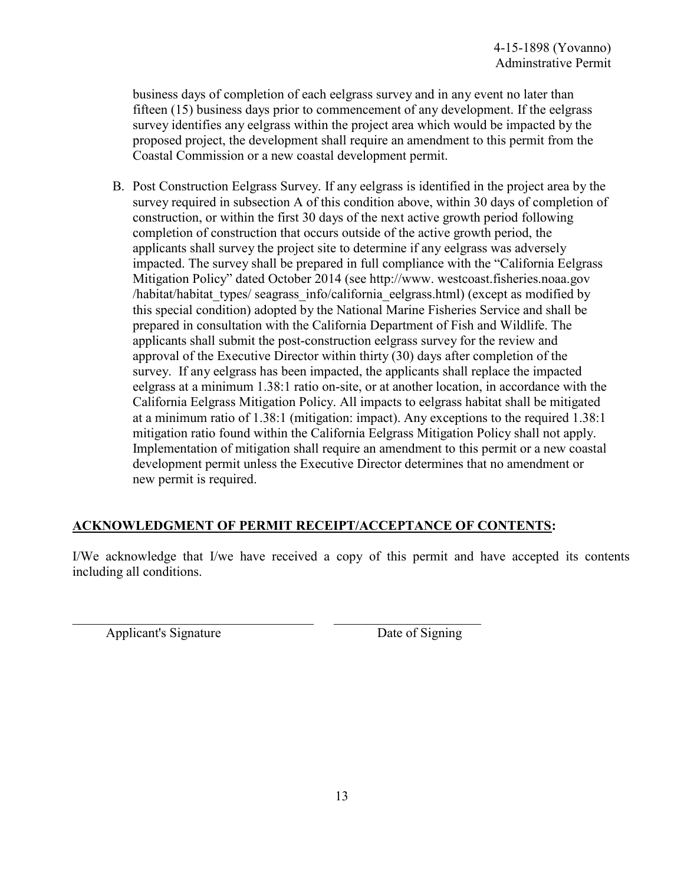business days of completion of each eelgrass survey and in any event no later than fifteen (15) business days prior to commencement of any development. If the eelgrass survey identifies any eelgrass within the project area which would be impacted by the proposed project, the development shall require an amendment to this permit from the Coastal Commission or a new coastal development permit.

B. Post Construction Eelgrass Survey. If any eelgrass is identified in the project area by the survey required in subsection A of this condition above, within 30 days of completion of construction, or within the first 30 days of the next active growth period following completion of construction that occurs outside of the active growth period, the applicants shall survey the project site to determine if any eelgrass was adversely impacted. The survey shall be prepared in full compliance with the "California Eelgrass Mitigation Policy" dated October 2014 (see http://www. westcoast.fisheries.noaa.gov /habitat/habitat_types/ seagrass_info/california_eelgrass.html) (except as modified by this special condition) adopted by the National Marine Fisheries Service and shall be prepared in consultation with the California Department of Fish and Wildlife. The applicants shall submit the post-construction eelgrass survey for the review and approval of the Executive Director within thirty (30) days after completion of the survey. If any eelgrass has been impacted, the applicants shall replace the impacted eelgrass at a minimum 1.38:1 ratio on-site, or at another location, in accordance with the California Eelgrass Mitigation Policy. All impacts to eelgrass habitat shall be mitigated at a minimum ratio of 1.38:1 (mitigation: impact). Any exceptions to the required 1.38:1 mitigation ratio found within the California Eelgrass Mitigation Policy shall not apply. Implementation of mitigation shall require an amendment to this permit or a new coastal development permit unless the Executive Director determines that no amendment or new permit is required.

## **ACKNOWLEDGMENT OF PERMIT RECEIPT/ACCEPTANCE OF CONTENTS:**

I/We acknowledge that I/we have received a copy of this permit and have accepted its contents including all conditions.

\_\_\_\_\_\_\_\_\_\_\_\_\_\_\_\_\_\_\_\_\_\_\_\_\_\_\_\_\_\_\_\_\_\_\_ \_\_\_\_\_\_\_\_\_\_\_\_\_\_\_\_\_\_\_\_\_\_

Applicant's Signature Date of Signing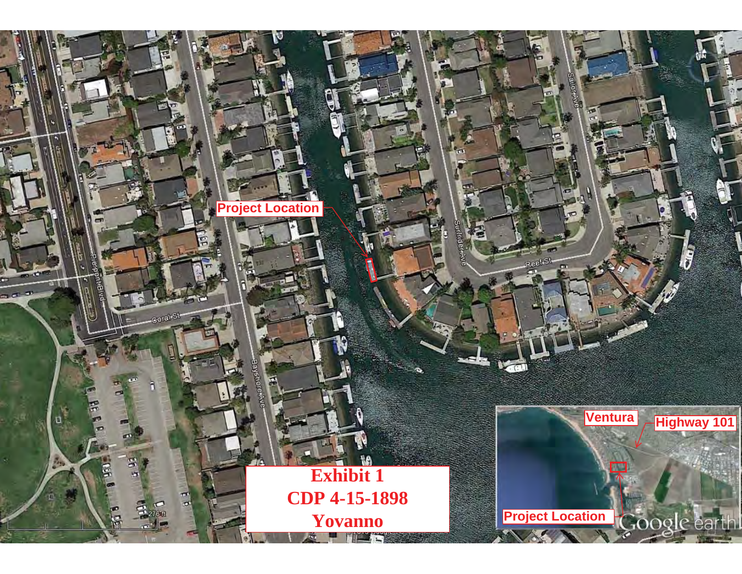**Exhibit 1**

**CDP 4-15-1898**

**Yovanno**

Project Location

Ventura

Highway 101

Project Location

Pierpont Blvd

Coral St

Bayshore Ave

Surfrider Ave

Reef St

Sailor Ave

276 ft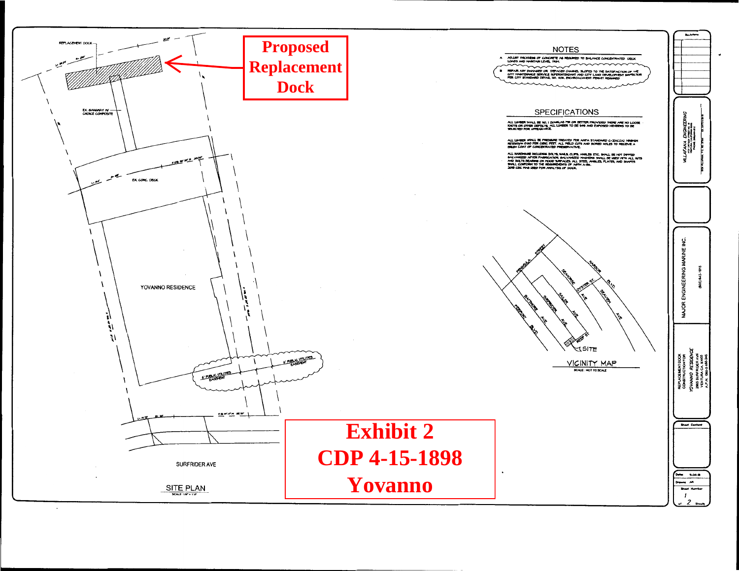**Proposed Replacement Dock**

REPLACEMENT DOCK

EX. GANGWAY W/ CHOICE COMPOSITE

EX. CONC. DECK

YOVANNO RESIDENCE

6' PUBLIC UTILITIES EASEMENT

SURFRIDER AVE

SITE PLAN

## NOTES

A. ADJUST THICKNESS OF CONCRETE AS REQUIRED TO BALANCE CONCENTRATED DECK LOADS AND MAINTAIN LEVEL TRIM.

B. REPAIR ANY DAMAGED OR DEFACED CHANNEL SLOPES TO THE SATISFACTION OF THE CITY MAINTENANCE SERVICE SUPERINTENDENT AND CITY LAND DEVELOPMENT INSPECTOR PER CITY STANDARD DETAIL NO. 408, ENCROACHMENT PERMIT REQUIRED

## SPECIFICATIONS

ALL LUMBER SHALL BE NO. 1 DOUGLAS FIR OR BETTER PROVIDED THERE ARE NO LOOSE KNOTS OR OTHER DEFECTS. ALL LUMBER TO BE S4S AND EXPOSED MEMBERS TO BE SELECTED FOR APPEARANCE.

ALL LUMBER SHALL BE PRESSURE TREATED PER AWPA STANDARD C-2(ACZA) MINIMUM RETENTION 0.60 PER CUBIC FEET. ALL FIELD CUTS AND BORED HOLES TO RECEIVE A BRUSH COAT OF CONCENTRATED PRESERVATIVE.

ALL HARDWARE INCLUDING BOLTS, NAILS, CLIPS, ANGLES ETC. SHALL BE HOT DIPPED GALVANIZED AFTER FABRICATION. GALVANIZED WASHERS SHALL BE USED WITH ALL NUTS AND BOLTS BEARING ON WOOD SURFACES. ALL STEEL ANGLES, PLATES, AND SHAFTS SHALL CONFORM TO THE REQUIREMENTS OF ASTM A-36.
2016 CBC WAS USED FOR ANALYSIS OF DOCK.

PENINSULA STREET — HARBOR BLVD. — SEAVIEW AVE — OYSTER ST. — SEAHORSE AVE — SAILOR AVE — SURFRIDER AVE — BAYSHORE AVE — PIERPONT BLVD. — REEF ST — SITE

VICINITY MAP

SCALE: NOT TO SCALE

VILLAFANA ENGINEERING

MAJOR ENGINEERING MARINE INC. (805) 642-1915

REPLACEMENT DOCK CONSTRUCTION FOR YOVANNO RESIDENCE, 2963 SURFRIDER AVE, VENTURA CA. 93003, A.P.N. 080-0-185-345

Sheet Number 1 of 2 Sheets

**Exhibit 2**
**CDP 4-15-1898**
**Yovanno**